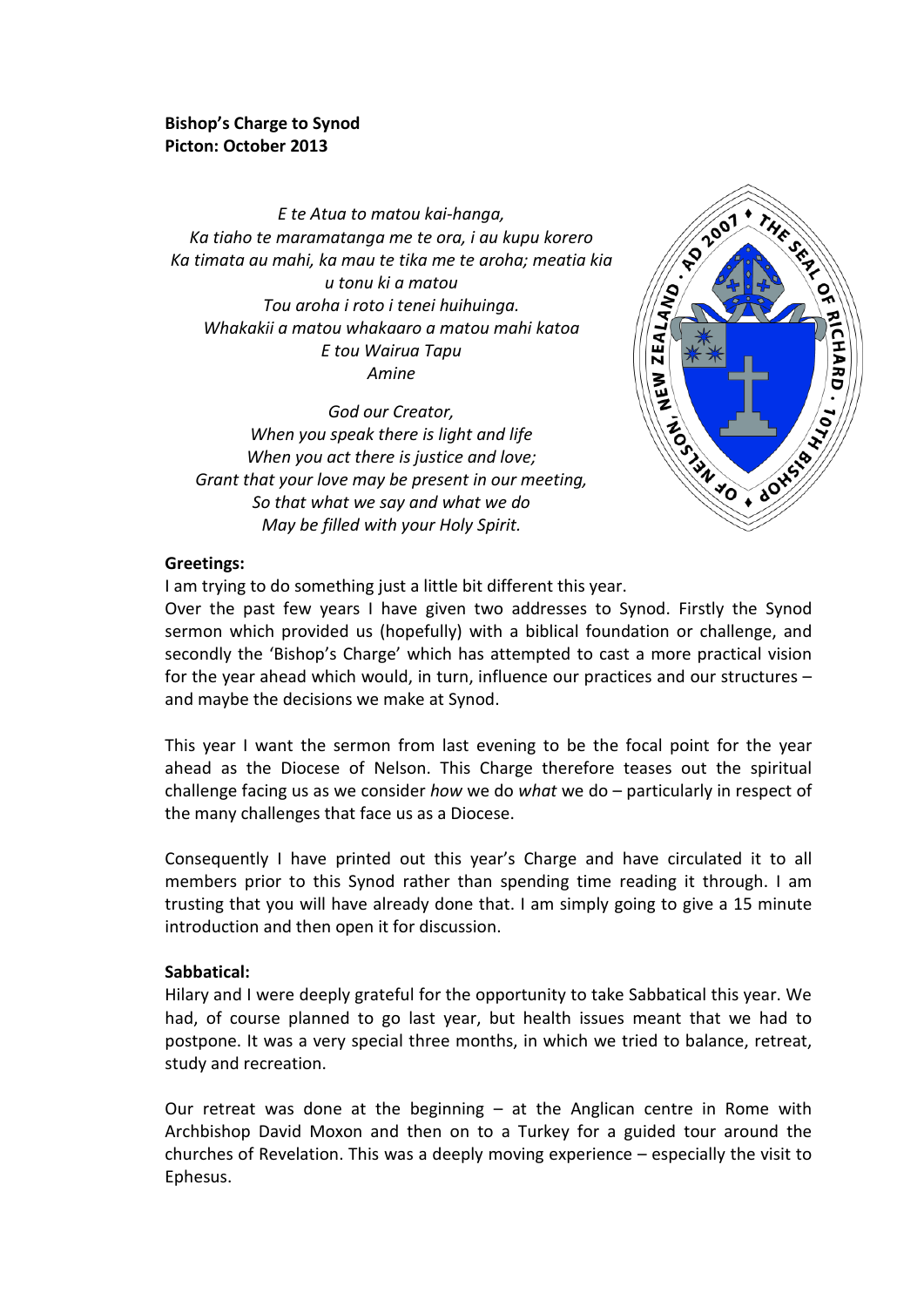**Bishop's Charge to Synod**
**Picton: October 2013**

*E te Atua to matou kai-hanga,*
*Ka tiaho te maramatanga me te ora, i au kupu korero*
*Ka timata au mahi, ka mau te tika me te aroha; meatia kia u tonu ki a matou*
*Tou aroha i roto i tenei huihuinga.*
*Whakakii a matou whakaaro a matou mahi katoa*
*E tou Wairua Tapu*
*Amine*

*God our Creator,*
*When you speak there is light and life*
*When you act there is justice and love;*
*Grant that your love may be present in our meeting,*
*So that what we say and what we do*
*May be filled with your Holy Spirit.*

**Greetings:**

I am trying to do something just a little bit different this year.
Over the past few years I have given two addresses to Synod. Firstly the Synod sermon which provided us (hopefully) with a biblical foundation or challenge, and secondly the 'Bishop's Charge' which has attempted to cast a more practical vision for the year ahead which would, in turn, influence our practices and our structures – and maybe the decisions we make at Synod.

This year I want the sermon from last evening to be the focal point for the year ahead as the Diocese of Nelson. This Charge therefore teases out the spiritual challenge facing us as we consider *how* we do *what* we do – particularly in respect of the many challenges that face us as a Diocese.

Consequently I have printed out this year's Charge and have circulated it to all members prior to this Synod rather than spending time reading it through. I am trusting that you will have already done that. I am simply going to give a 15 minute introduction and then open it for discussion.

**Sabbatical:**

Hilary and I were deeply grateful for the opportunity to take Sabbatical this year. We had, of course planned to go last year, but health issues meant that we had to postpone. It was a very special three months, in which we tried to balance, retreat, study and recreation.

Our retreat was done at the beginning – at the Anglican centre in Rome with Archbishop David Moxon and then on to a Turkey for a guided tour around the churches of Revelation. This was a deeply moving experience – especially the visit to Ephesus.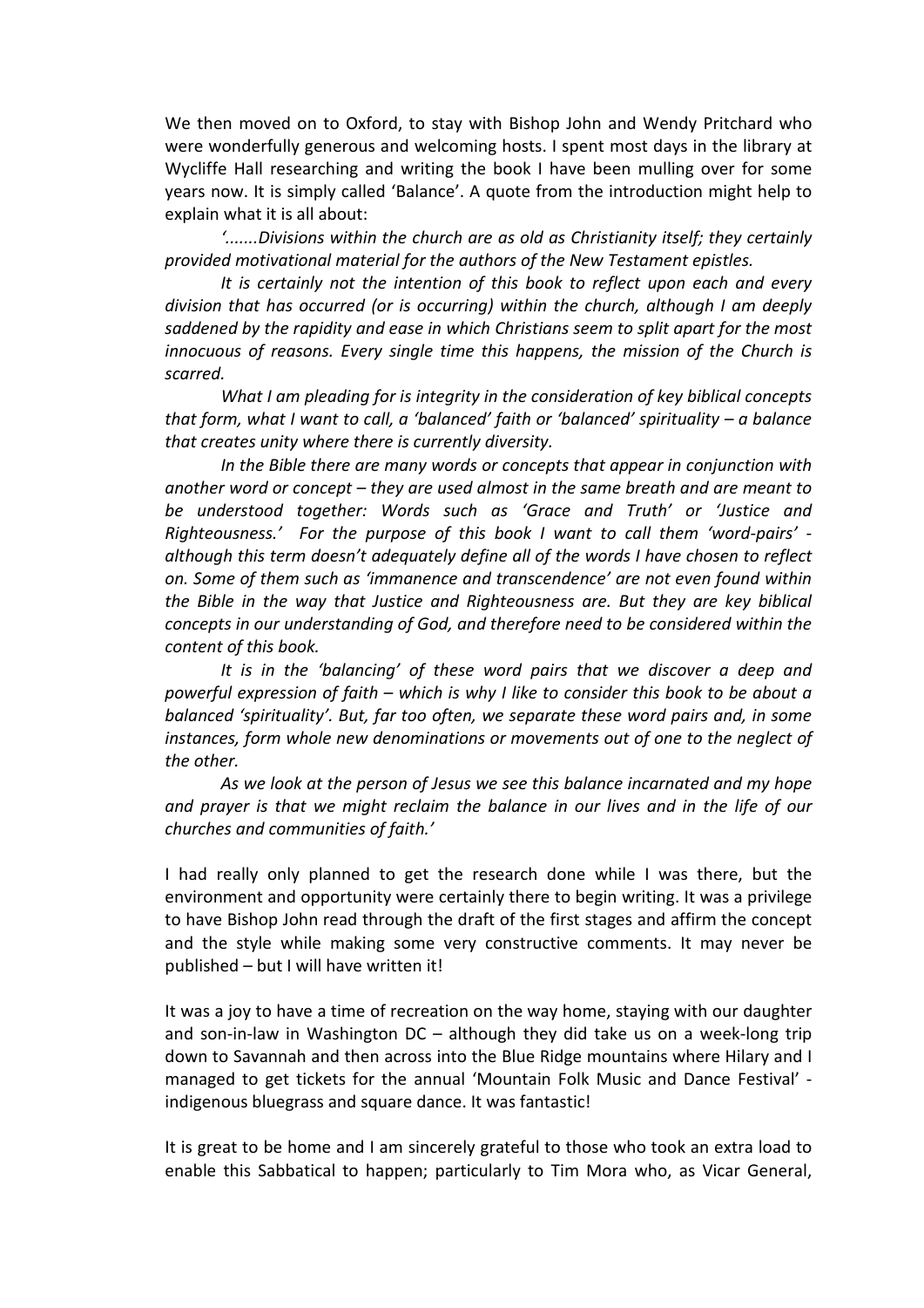We then moved on to Oxford, to stay with Bishop John and Wendy Pritchard who were wonderfully generous and welcoming hosts. I spent most days in the library at Wycliffe Hall researching and writing the book I have been mulling over for some years now. It is simply called 'Balance'. A quote from the introduction might help to explain what it is all about:

*'.......Divisions within the church are as old as Christianity itself; they certainly provided motivational material for the authors of the New Testament epistles.*

*It is certainly not the intention of this book to reflect upon each and every division that has occurred (or is occurring) within the church, although I am deeply saddened by the rapidity and ease in which Christians seem to split apart for the most innocuous of reasons. Every single time this happens, the mission of the Church is scarred.*

*What I am pleading for is integrity in the consideration of key biblical concepts that form, what I want to call, a 'balanced' faith or 'balanced' spirituality – a balance that creates unity where there is currently diversity.*

*In the Bible there are many words or concepts that appear in conjunction with another word or concept – they are used almost in the same breath and are meant to be understood together: Words such as 'Grace and Truth' or 'Justice and Righteousness.' For the purpose of this book I want to call them 'word-pairs' - although this term doesn't adequately define all of the words I have chosen to reflect on. Some of them such as 'immanence and transcendence' are not even found within the Bible in the way that Justice and Righteousness are. But they are key biblical concepts in our understanding of God, and therefore need to be considered within the content of this book.*

*It is in the 'balancing' of these word pairs that we discover a deep and powerful expression of faith – which is why I like to consider this book to be about a balanced 'spirituality'. But, far too often, we separate these word pairs and, in some instances, form whole new denominations or movements out of one to the neglect of the other.*

*As we look at the person of Jesus we see this balance incarnated and my hope and prayer is that we might reclaim the balance in our lives and in the life of our churches and communities of faith.'*

I had really only planned to get the research done while I was there, but the environment and opportunity were certainly there to begin writing. It was a privilege to have Bishop John read through the draft of the first stages and affirm the concept and the style while making some very constructive comments. It may never be published – but I will have written it!

It was a joy to have a time of recreation on the way home, staying with our daughter and son-in-law in Washington DC – although they did take us on a week-long trip down to Savannah and then across into the Blue Ridge mountains where Hilary and I managed to get tickets for the annual 'Mountain Folk Music and Dance Festival' - indigenous bluegrass and square dance. It was fantastic!

It is great to be home and I am sincerely grateful to those who took an extra load to enable this Sabbatical to happen; particularly to Tim Mora who, as Vicar General,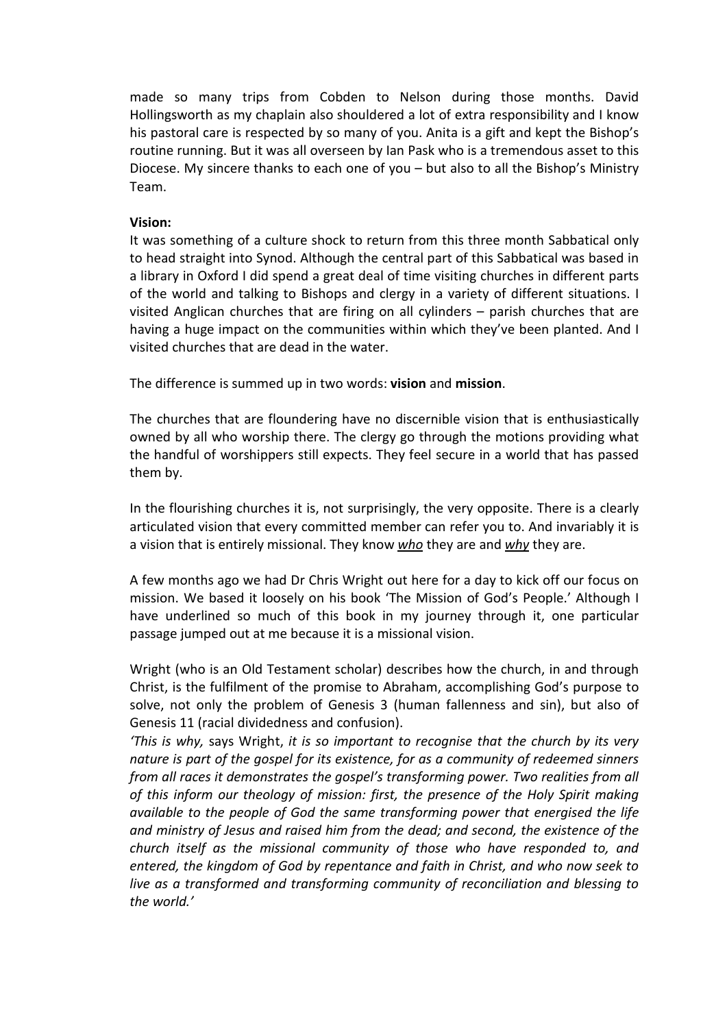made so many trips from Cobden to Nelson during those months. David Hollingsworth as my chaplain also shouldered a lot of extra responsibility and I know his pastoral care is respected by so many of you. Anita is a gift and kept the Bishop's routine running. But it was all overseen by Ian Pask who is a tremendous asset to this Diocese. My sincere thanks to each one of you – but also to all the Bishop's Ministry Team.

**Vision:**

It was something of a culture shock to return from this three month Sabbatical only to head straight into Synod. Although the central part of this Sabbatical was based in a library in Oxford I did spend a great deal of time visiting churches in different parts of the world and talking to Bishops and clergy in a variety of different situations. I visited Anglican churches that are firing on all cylinders – parish churches that are having a huge impact on the communities within which they've been planted. And I visited churches that are dead in the water.

The difference is summed up in two words: **vision** and **mission**.

The churches that are floundering have no discernible vision that is enthusiastically owned by all who worship there. The clergy go through the motions providing what the handful of worshippers still expects. They feel secure in a world that has passed them by.

In the flourishing churches it is, not surprisingly, the very opposite. There is a clearly articulated vision that every committed member can refer you to. And invariably it is a vision that is entirely missional. They know ***who*** they are and ***why*** they are.

A few months ago we had Dr Chris Wright out here for a day to kick off our focus on mission. We based it loosely on his book 'The Mission of God's People.' Although I have underlined so much of this book in my journey through it, one particular passage jumped out at me because it is a missional vision.

Wright (who is an Old Testament scholar) describes how the church, in and through Christ, is the fulfilment of the promise to Abraham, accomplishing God's purpose to solve, not only the problem of Genesis 3 (human fallenness and sin), but also of Genesis 11 (racial dividedness and confusion).

*'This is why,* says Wright, *it is so important to recognise that the church by its very nature is part of the gospel for its existence, for as a community of redeemed sinners from all races it demonstrates the gospel's transforming power. Two realities from all of this inform our theology of mission: first, the presence of the Holy Spirit making available to the people of God the same transforming power that energised the life and ministry of Jesus and raised him from the dead; and second, the existence of the church itself as the missional community of those who have responded to, and entered, the kingdom of God by repentance and faith in Christ, and who now seek to live as a transformed and transforming community of reconciliation and blessing to the world.'*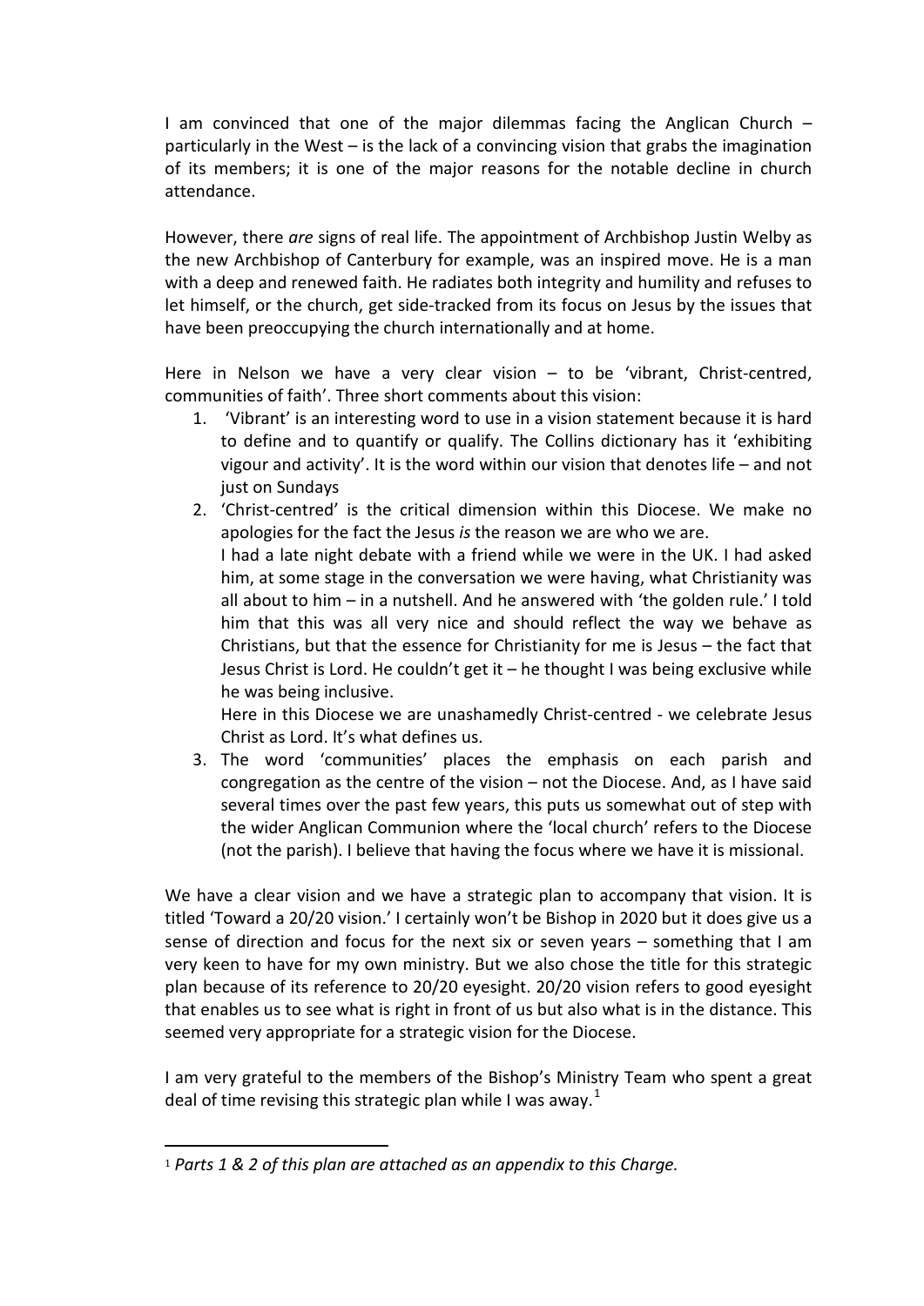I am convinced that one of the major dilemmas facing the Anglican Church – particularly in the West – is the lack of a convincing vision that grabs the imagination of its members; it is one of the major reasons for the notable decline in church attendance.

However, there *are* signs of real life. The appointment of Archbishop Justin Welby as the new Archbishop of Canterbury for example, was an inspired move. He is a man with a deep and renewed faith. He radiates both integrity and humility and refuses to let himself, or the church, get side-tracked from its focus on Jesus by the issues that have been preoccupying the church internationally and at home.

Here in Nelson we have a very clear vision – to be 'vibrant, Christ-centred, communities of faith'. Three short comments about this vision:

1. 'Vibrant' is an interesting word to use in a vision statement because it is hard to define and to quantify or qualify. The Collins dictionary has it 'exhibiting vigour and activity'. It is the word within our vision that denotes life – and not just on Sundays
2. 'Christ-centred' is the critical dimension within this Diocese. We make no apologies for the fact the Jesus *is* the reason we are who we are.
   I had a late night debate with a friend while we were in the UK. I had asked him, at some stage in the conversation we were having, what Christianity was all about to him – in a nutshell. And he answered with 'the golden rule.' I told him that this was all very nice and should reflect the way we behave as Christians, but that the essence for Christianity for me is Jesus – the fact that Jesus Christ is Lord. He couldn't get it – he thought I was being exclusive while he was being inclusive.
   Here in this Diocese we are unashamedly Christ-centred - we celebrate Jesus Christ as Lord. It's what defines us.
3. The word 'communities' places the emphasis on each parish and congregation as the centre of the vision – not the Diocese. And, as I have said several times over the past few years, this puts us somewhat out of step with the wider Anglican Communion where the 'local church' refers to the Diocese (not the parish). I believe that having the focus where we have it is missional.

We have a clear vision and we have a strategic plan to accompany that vision. It is titled 'Toward a 20/20 vision.' I certainly won't be Bishop in 2020 but it does give us a sense of direction and focus for the next six or seven years – something that I am very keen to have for my own ministry. But we also chose the title for this strategic plan because of its reference to 20/20 eyesight. 20/20 vision refers to good eyesight that enables us to see what is right in front of us but also what is in the distance. This seemed very appropriate for a strategic vision for the Diocese.

I am very grateful to the members of the Bishop's Ministry Team who spent a great deal of time revising this strategic plan while I was away.[1]

---

[1] *Parts 1 & 2 of this plan are attached as an appendix to this Charge.*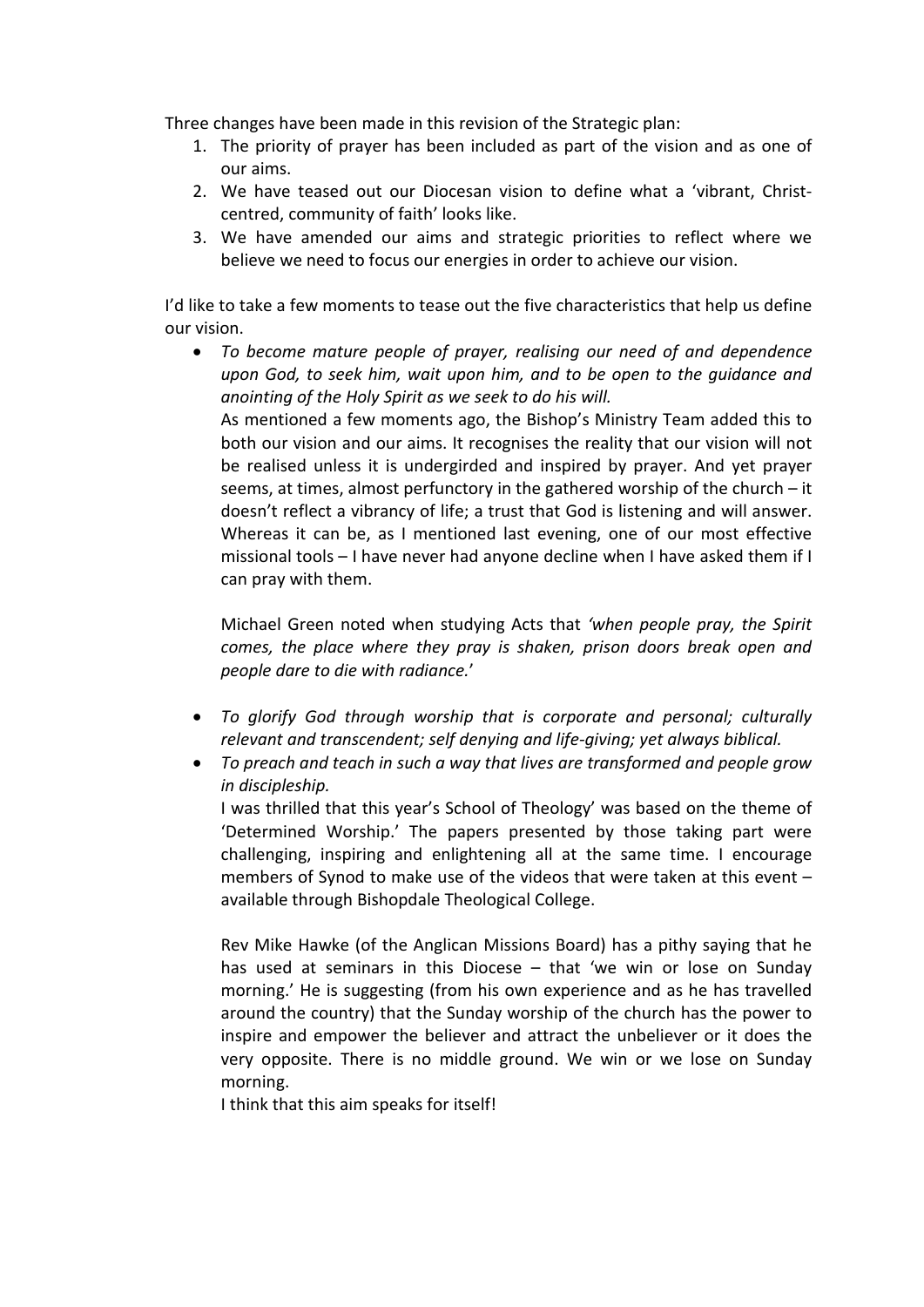Three changes have been made in this revision of the Strategic plan:

1. The priority of prayer has been included as part of the vision and as one of our aims.
2. We have teased out our Diocesan vision to define what a 'vibrant, Christ-centred, community of faith' looks like.
3. We have amended our aims and strategic priorities to reflect where we believe we need to focus our energies in order to achieve our vision.

I'd like to take a few moments to tease out the five characteristics that help us define our vision.

- *To become mature people of prayer, realising our need of and dependence upon God, to seek him, wait upon him, and to be open to the guidance and anointing of the Holy Spirit as we seek to do his will.*

  As mentioned a few moments ago, the Bishop's Ministry Team added this to both our vision and our aims. It recognises the reality that our vision will not be realised unless it is undergirded and inspired by prayer. And yet prayer seems, at times, almost perfunctory in the gathered worship of the church – it doesn't reflect a vibrancy of life; a trust that God is listening and will answer. Whereas it can be, as I mentioned last evening, one of our most effective missional tools – I have never had anyone decline when I have asked them if I can pray with them.

  Michael Green noted when studying Acts that *'when people pray, the Spirit comes, the place where they pray is shaken, prison doors break open and people dare to die with radiance.*'

- *To glorify God through worship that is corporate and personal; culturally relevant and transcendent; self denying and life-giving; yet always biblical.*
- *To preach and teach in such a way that lives are transformed and people grow in discipleship.*

  I was thrilled that this year's School of Theology' was based on the theme of 'Determined Worship.' The papers presented by those taking part were challenging, inspiring and enlightening all at the same time. I encourage members of Synod to make use of the videos that were taken at this event – available through Bishopdale Theological College.

  Rev Mike Hawke (of the Anglican Missions Board) has a pithy saying that he has used at seminars in this Diocese – that 'we win or lose on Sunday morning.' He is suggesting (from his own experience and as he has travelled around the country) that the Sunday worship of the church has the power to inspire and empower the believer and attract the unbeliever or it does the very opposite. There is no middle ground. We win or we lose on Sunday morning.

  I think that this aim speaks for itself!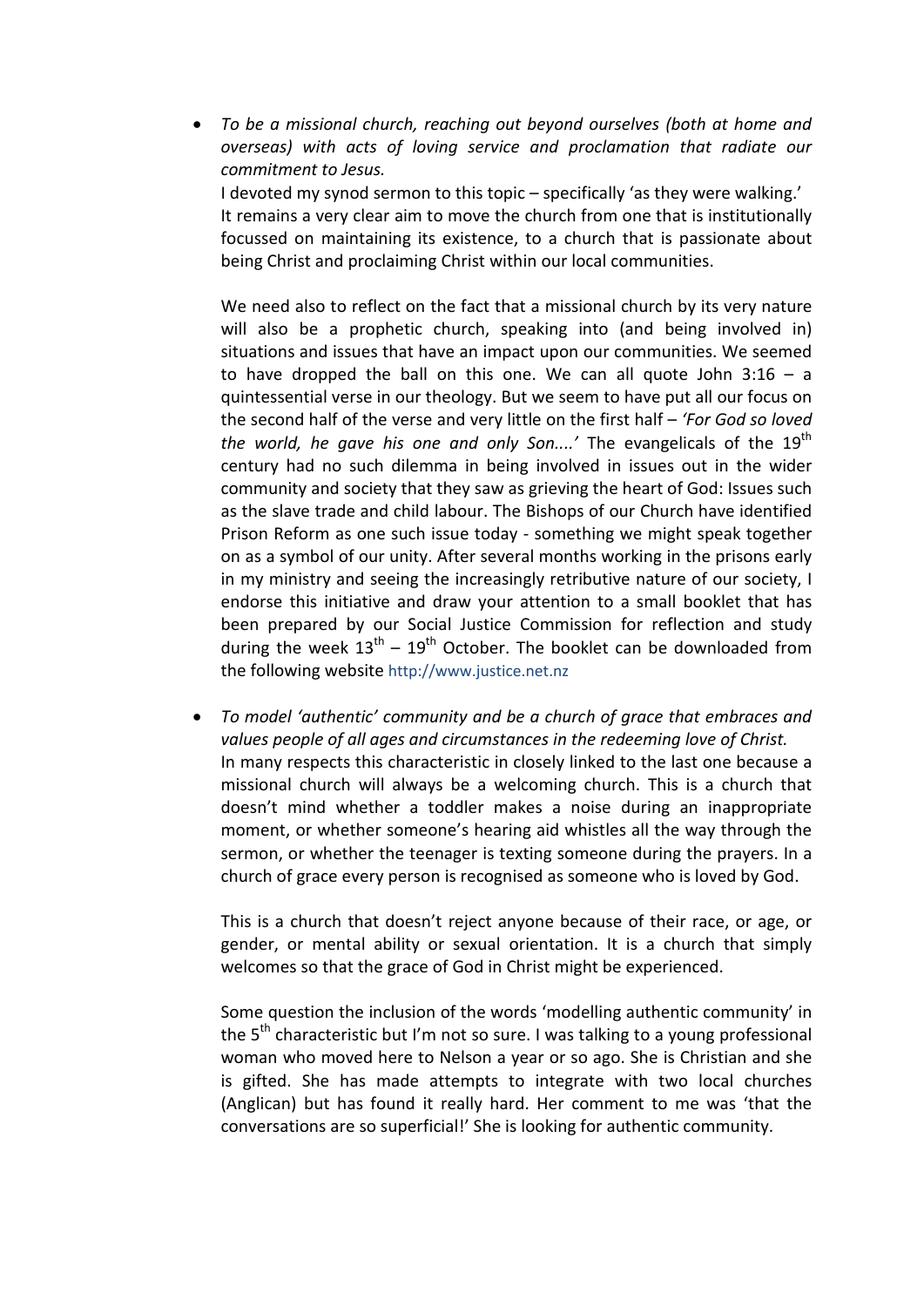- *To be a missional church, reaching out beyond ourselves (both at home and overseas) with acts of loving service and proclamation that radiate our commitment to Jesus.*

  I devoted my synod sermon to this topic – specifically 'as they were walking.' It remains a very clear aim to move the church from one that is institutionally focussed on maintaining its existence, to a church that is passionate about being Christ and proclaiming Christ within our local communities.

  We need also to reflect on the fact that a missional church by its very nature will also be a prophetic church, speaking into (and being involved in) situations and issues that have an impact upon our communities. We seemed to have dropped the ball on this one. We can all quote John 3:16 – a quintessential verse in our theology. But we seem to have put all our focus on the second half of the verse and very little on the first half – *'For God so loved the world, he gave his one and only Son....'* The evangelicals of the 19th century had no such dilemma in being involved in issues out in the wider community and society that they saw as grieving the heart of God: Issues such as the slave trade and child labour. The Bishops of our Church have identified Prison Reform as one such issue today - something we might speak together on as a symbol of our unity. After several months working in the prisons early in my ministry and seeing the increasingly retributive nature of our society, I endorse this initiative and draw your attention to a small booklet that has been prepared by our Social Justice Commission for reflection and study during the week 13th – 19th October. The booklet can be downloaded from the following website http://www.justice.net.nz

- *To model 'authentic' community and be a church of grace that embraces and values people of all ages and circumstances in the redeeming love of Christ.*

  In many respects this characteristic in closely linked to the last one because a missional church will always be a welcoming church. This is a church that doesn't mind whether a toddler makes a noise during an inappropriate moment, or whether someone's hearing aid whistles all the way through the sermon, or whether the teenager is texting someone during the prayers. In a church of grace every person is recognised as someone who is loved by God.

  This is a church that doesn't reject anyone because of their race, or age, or gender, or mental ability or sexual orientation. It is a church that simply welcomes so that the grace of God in Christ might be experienced.

  Some question the inclusion of the words 'modelling authentic community' in the 5th characteristic but I'm not so sure. I was talking to a young professional woman who moved here to Nelson a year or so ago. She is Christian and she is gifted. She has made attempts to integrate with two local churches (Anglican) but has found it really hard. Her comment to me was 'that the conversations are so superficial!' She is looking for authentic community.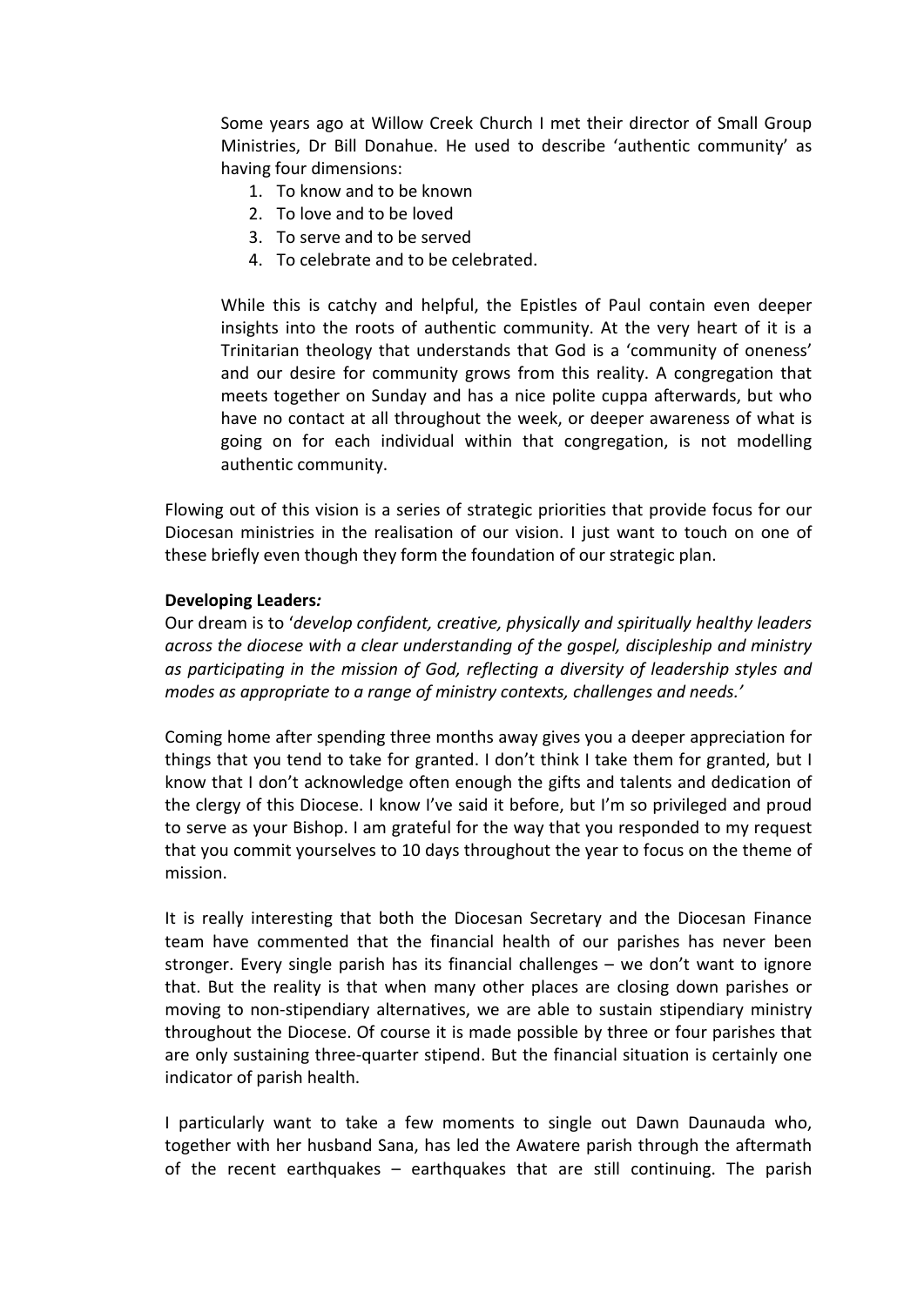Some years ago at Willow Creek Church I met their director of Small Group Ministries, Dr Bill Donahue. He used to describe 'authentic community' as having four dimensions:

1. To know and to be known
2. To love and to be loved
3. To serve and to be served
4. To celebrate and to be celebrated.

While this is catchy and helpful, the Epistles of Paul contain even deeper insights into the roots of authentic community. At the very heart of it is a Trinitarian theology that understands that God is a 'community of oneness' and our desire for community grows from this reality. A congregation that meets together on Sunday and has a nice polite cuppa afterwards, but who have no contact at all throughout the week, or deeper awareness of what is going on for each individual within that congregation, is not modelling authentic community.

Flowing out of this vision is a series of strategic priorities that provide focus for our Diocesan ministries in the realisation of our vision. I just want to touch on one of these briefly even though they form the foundation of our strategic plan.

**Developing Leaders*:***

Our dream is to '*develop confident, creative, physically and spiritually healthy leaders across the diocese with a clear understanding of the gospel, discipleship and ministry as participating in the mission of God, reflecting a diversity of leadership styles and modes as appropriate to a range of ministry contexts, challenges and needs.'*

Coming home after spending three months away gives you a deeper appreciation for things that you tend to take for granted. I don't think I take them for granted, but I know that I don't acknowledge often enough the gifts and talents and dedication of the clergy of this Diocese. I know I've said it before, but I'm so privileged and proud to serve as your Bishop. I am grateful for the way that you responded to my request that you commit yourselves to 10 days throughout the year to focus on the theme of mission.

It is really interesting that both the Diocesan Secretary and the Diocesan Finance team have commented that the financial health of our parishes has never been stronger. Every single parish has its financial challenges – we don't want to ignore that. But the reality is that when many other places are closing down parishes or moving to non-stipendiary alternatives, we are able to sustain stipendiary ministry throughout the Diocese. Of course it is made possible by three or four parishes that are only sustaining three-quarter stipend. But the financial situation is certainly one indicator of parish health.

I particularly want to take a few moments to single out Dawn Daunauda who, together with her husband Sana, has led the Awatere parish through the aftermath of the recent earthquakes – earthquakes that are still continuing. The parish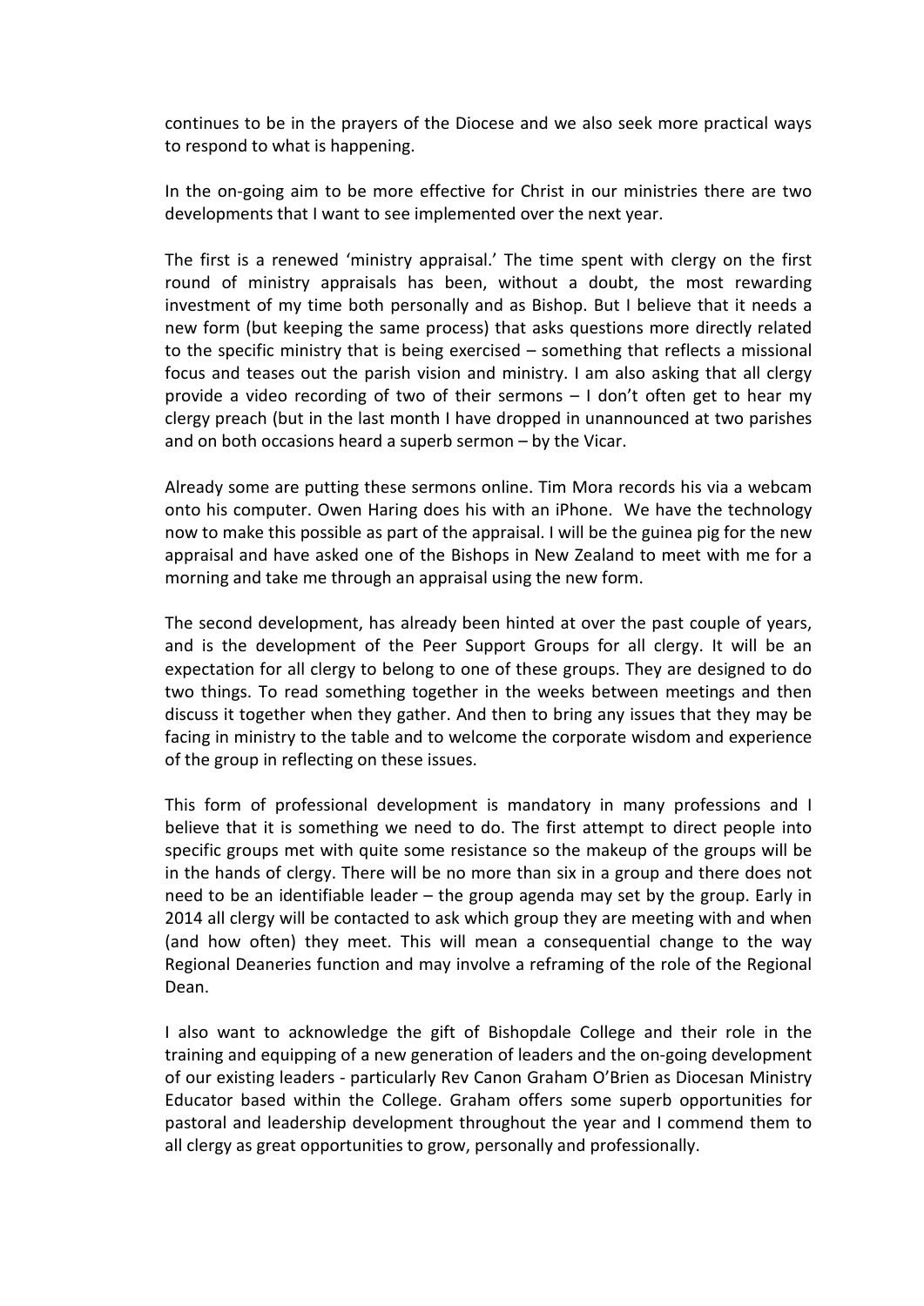continues to be in the prayers of the Diocese and we also seek more practical ways to respond to what is happening.

In the on-going aim to be more effective for Christ in our ministries there are two developments that I want to see implemented over the next year.

The first is a renewed 'ministry appraisal.' The time spent with clergy on the first round of ministry appraisals has been, without a doubt, the most rewarding investment of my time both personally and as Bishop. But I believe that it needs a new form (but keeping the same process) that asks questions more directly related to the specific ministry that is being exercised – something that reflects a missional focus and teases out the parish vision and ministry. I am also asking that all clergy provide a video recording of two of their sermons – I don't often get to hear my clergy preach (but in the last month I have dropped in unannounced at two parishes and on both occasions heard a superb sermon – by the Vicar.

Already some are putting these sermons online. Tim Mora records his via a webcam onto his computer. Owen Haring does his with an iPhone. We have the technology now to make this possible as part of the appraisal. I will be the guinea pig for the new appraisal and have asked one of the Bishops in New Zealand to meet with me for a morning and take me through an appraisal using the new form.

The second development, has already been hinted at over the past couple of years, and is the development of the Peer Support Groups for all clergy. It will be an expectation for all clergy to belong to one of these groups. They are designed to do two things. To read something together in the weeks between meetings and then discuss it together when they gather. And then to bring any issues that they may be facing in ministry to the table and to welcome the corporate wisdom and experience of the group in reflecting on these issues.

This form of professional development is mandatory in many professions and I believe that it is something we need to do. The first attempt to direct people into specific groups met with quite some resistance so the makeup of the groups will be in the hands of clergy. There will be no more than six in a group and there does not need to be an identifiable leader – the group agenda may set by the group. Early in 2014 all clergy will be contacted to ask which group they are meeting with and when (and how often) they meet. This will mean a consequential change to the way Regional Deaneries function and may involve a reframing of the role of the Regional Dean.

I also want to acknowledge the gift of Bishopdale College and their role in the training and equipping of a new generation of leaders and the on-going development of our existing leaders - particularly Rev Canon Graham O'Brien as Diocesan Ministry Educator based within the College. Graham offers some superb opportunities for pastoral and leadership development throughout the year and I commend them to all clergy as great opportunities to grow, personally and professionally.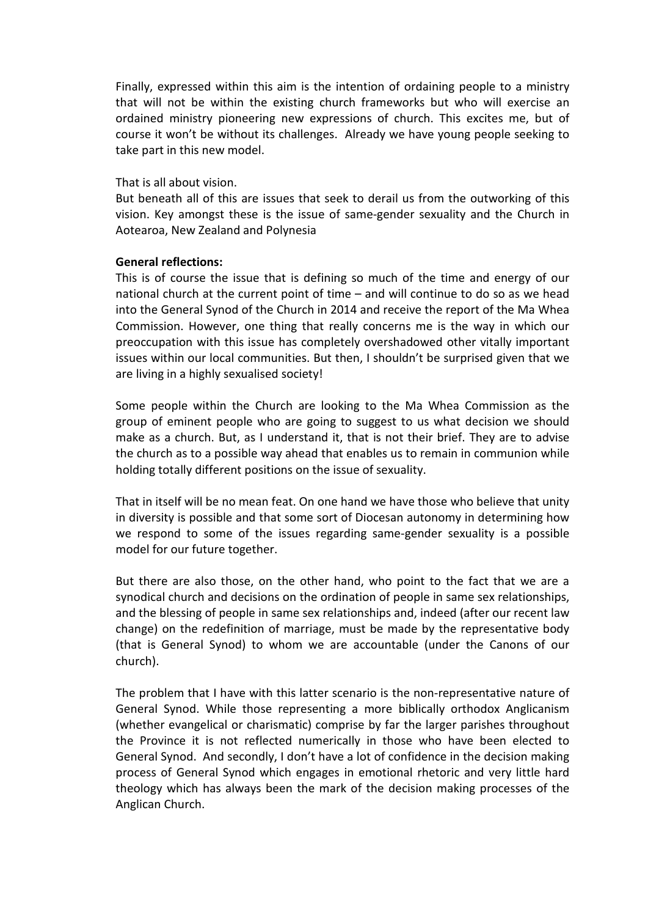Finally, expressed within this aim is the intention of ordaining people to a ministry that will not be within the existing church frameworks but who will exercise an ordained ministry pioneering new expressions of church. This excites me, but of course it won't be without its challenges. Already we have young people seeking to take part in this new model.

That is all about vision.
But beneath all of this are issues that seek to derail us from the outworking of this vision. Key amongst these is the issue of same-gender sexuality and the Church in Aotearoa, New Zealand and Polynesia

**General reflections:**
This is of course the issue that is defining so much of the time and energy of our national church at the current point of time – and will continue to do so as we head into the General Synod of the Church in 2014 and receive the report of the Ma Whea Commission. However, one thing that really concerns me is the way in which our preoccupation with this issue has completely overshadowed other vitally important issues within our local communities. But then, I shouldn't be surprised given that we are living in a highly sexualised society!

Some people within the Church are looking to the Ma Whea Commission as the group of eminent people who are going to suggest to us what decision we should make as a church. But, as I understand it, that is not their brief. They are to advise the church as to a possible way ahead that enables us to remain in communion while holding totally different positions on the issue of sexuality.

That in itself will be no mean feat. On one hand we have those who believe that unity in diversity is possible and that some sort of Diocesan autonomy in determining how we respond to some of the issues regarding same-gender sexuality is a possible model for our future together.

But there are also those, on the other hand, who point to the fact that we are a synodical church and decisions on the ordination of people in same sex relationships, and the blessing of people in same sex relationships and, indeed (after our recent law change) on the redefinition of marriage, must be made by the representative body (that is General Synod) to whom we are accountable (under the Canons of our church).

The problem that I have with this latter scenario is the non-representative nature of General Synod. While those representing a more biblically orthodox Anglicanism (whether evangelical or charismatic) comprise by far the larger parishes throughout the Province it is not reflected numerically in those who have been elected to General Synod. And secondly, I don't have a lot of confidence in the decision making process of General Synod which engages in emotional rhetoric and very little hard theology which has always been the mark of the decision making processes of the Anglican Church.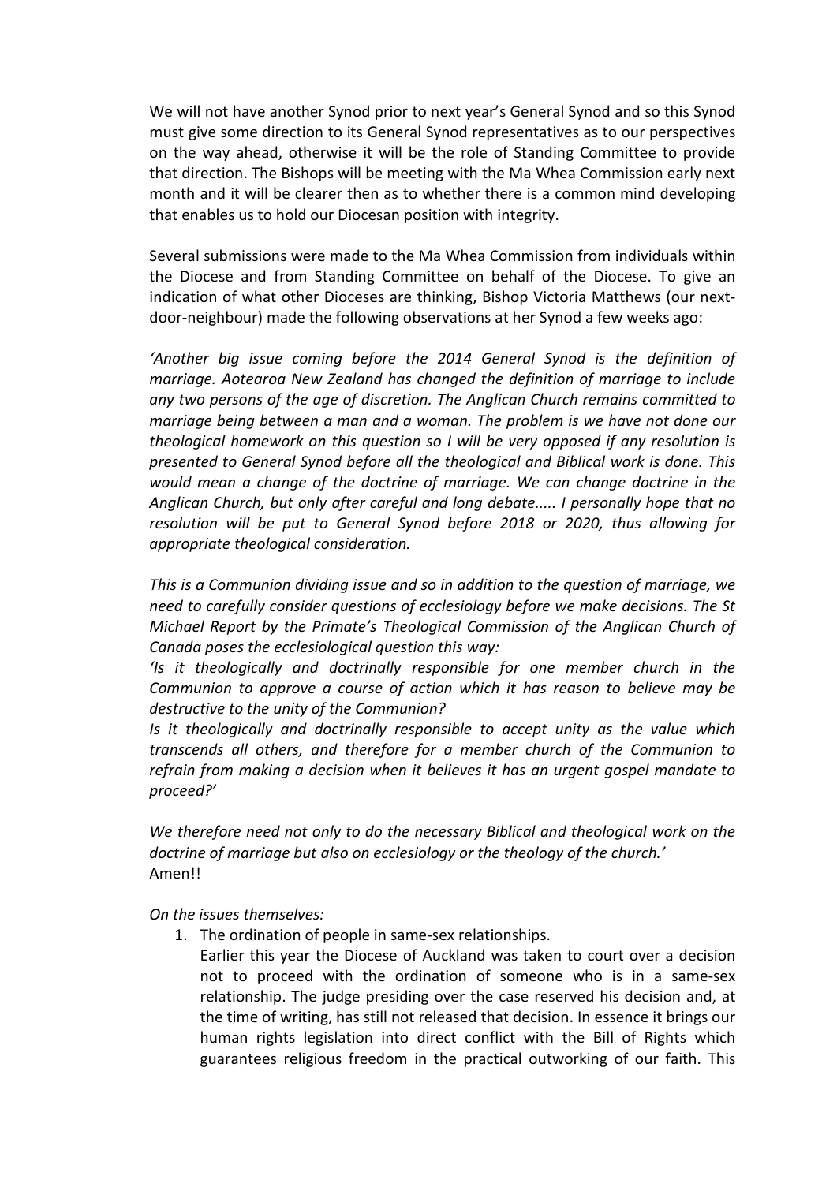We will not have another Synod prior to next year's General Synod and so this Synod must give some direction to its General Synod representatives as to our perspectives on the way ahead, otherwise it will be the role of Standing Committee to provide that direction. The Bishops will be meeting with the Ma Whea Commission early next month and it will be clearer then as to whether there is a common mind developing that enables us to hold our Diocesan position with integrity.

Several submissions were made to the Ma Whea Commission from individuals within the Diocese and from Standing Committee on behalf of the Diocese. To give an indication of what other Dioceses are thinking, Bishop Victoria Matthews (our next-door-neighbour) made the following observations at her Synod a few weeks ago:

*'Another big issue coming before the 2014 General Synod is the definition of marriage. Aotearoa New Zealand has changed the definition of marriage to include any two persons of the age of discretion. The Anglican Church remains committed to marriage being between a man and a woman. The problem is we have not done our theological homework on this question so I will be very opposed if any resolution is presented to General Synod before all the theological and Biblical work is done. This would mean a change of the doctrine of marriage. We can change doctrine in the Anglican Church, but only after careful and long debate..... I personally hope that no resolution will be put to General Synod before 2018 or 2020, thus allowing for appropriate theological consideration.*

*This is a Communion dividing issue and so in addition to the question of marriage, we need to carefully consider questions of ecclesiology before we make decisions. The St Michael Report by the Primate's Theological Commission of the Anglican Church of Canada poses the ecclesiological question this way:*

*'Is it theologically and doctrinally responsible for one member church in the Communion to approve a course of action which it has reason to believe may be destructive to the unity of the Communion?*

*Is it theologically and doctrinally responsible to accept unity as the value which transcends all others, and therefore for a member church of the Communion to refrain from making a decision when it believes it has an urgent gospel mandate to proceed?'*

*We therefore need not only to do the necessary Biblical and theological work on the doctrine of marriage but also on ecclesiology or the theology of the church.'*
Amen!!

*On the issues themselves:*

1. The ordination of people in same-sex relationships.
   Earlier this year the Diocese of Auckland was taken to court over a decision not to proceed with the ordination of someone who is in a same-sex relationship. The judge presiding over the case reserved his decision and, at the time of writing, has still not released that decision. In essence it brings our human rights legislation into direct conflict with the Bill of Rights which guarantees religious freedom in the practical outworking of our faith. This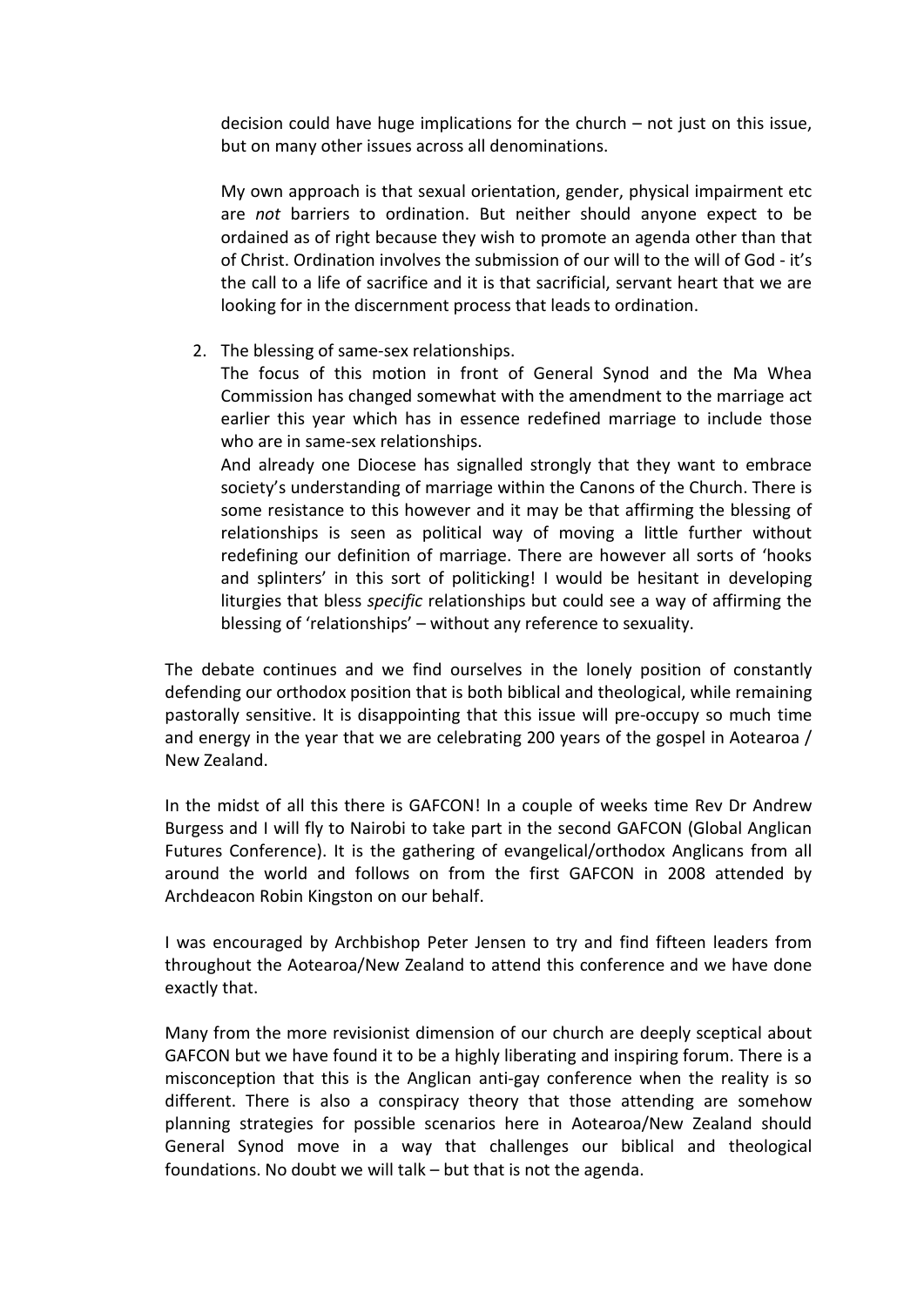decision could have huge implications for the church – not just on this issue, but on many other issues across all denominations.

My own approach is that sexual orientation, gender, physical impairment etc are *not* barriers to ordination. But neither should anyone expect to be ordained as of right because they wish to promote an agenda other than that of Christ. Ordination involves the submission of our will to the will of God - it's the call to a life of sacrifice and it is that sacrificial, servant heart that we are looking for in the discernment process that leads to ordination.

2. The blessing of same-sex relationships.
   The focus of this motion in front of General Synod and the Ma Whea Commission has changed somewhat with the amendment to the marriage act earlier this year which has in essence redefined marriage to include those who are in same-sex relationships.
   And already one Diocese has signalled strongly that they want to embrace society's understanding of marriage within the Canons of the Church. There is some resistance to this however and it may be that affirming the blessing of relationships is seen as political way of moving a little further without redefining our definition of marriage. There are however all sorts of 'hooks and splinters' in this sort of politicking! I would be hesitant in developing liturgies that bless *specific* relationships but could see a way of affirming the blessing of 'relationships' – without any reference to sexuality.

The debate continues and we find ourselves in the lonely position of constantly defending our orthodox position that is both biblical and theological, while remaining pastorally sensitive. It is disappointing that this issue will pre-occupy so much time and energy in the year that we are celebrating 200 years of the gospel in Aotearoa / New Zealand.

In the midst of all this there is GAFCON! In a couple of weeks time Rev Dr Andrew Burgess and I will fly to Nairobi to take part in the second GAFCON (Global Anglican Futures Conference). It is the gathering of evangelical/orthodox Anglicans from all around the world and follows on from the first GAFCON in 2008 attended by Archdeacon Robin Kingston on our behalf.

I was encouraged by Archbishop Peter Jensen to try and find fifteen leaders from throughout the Aotearoa/New Zealand to attend this conference and we have done exactly that.

Many from the more revisionist dimension of our church are deeply sceptical about GAFCON but we have found it to be a highly liberating and inspiring forum. There is a misconception that this is the Anglican anti-gay conference when the reality is so different. There is also a conspiracy theory that those attending are somehow planning strategies for possible scenarios here in Aotearoa/New Zealand should General Synod move in a way that challenges our biblical and theological foundations. No doubt we will talk – but that is not the agenda.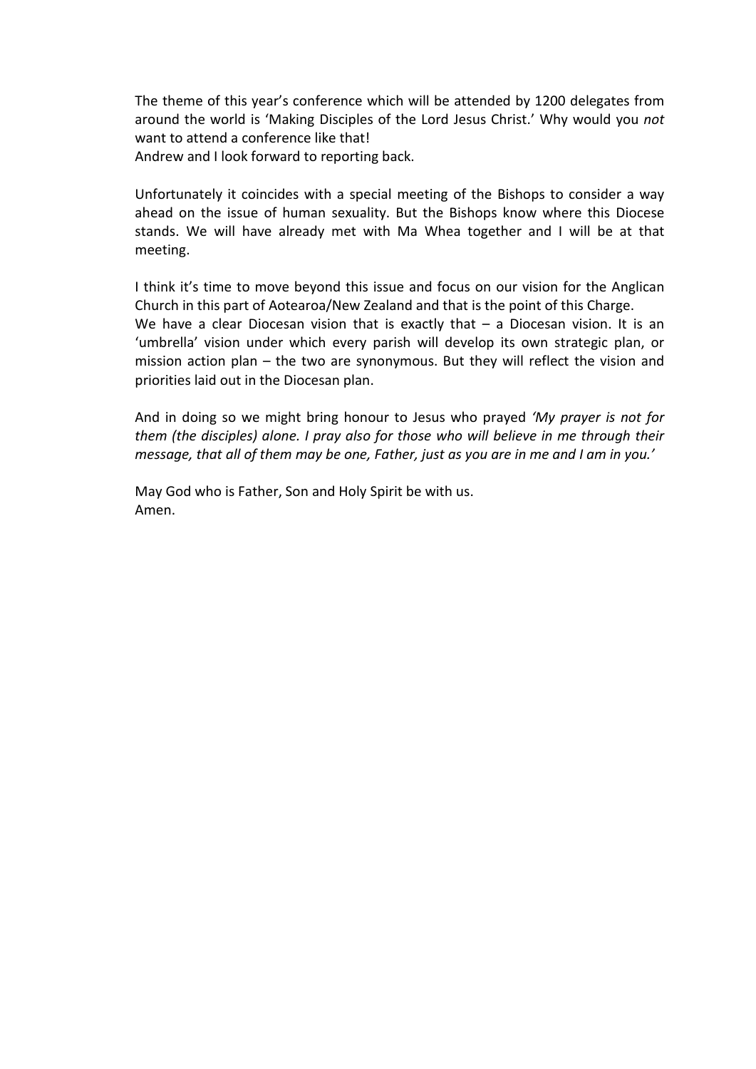The theme of this year's conference which will be attended by 1200 delegates from around the world is 'Making Disciples of the Lord Jesus Christ.' Why would you *not* want to attend a conference like that!
Andrew and I look forward to reporting back.

Unfortunately it coincides with a special meeting of the Bishops to consider a way ahead on the issue of human sexuality. But the Bishops know where this Diocese stands. We will have already met with Ma Whea together and I will be at that meeting.

I think it's time to move beyond this issue and focus on our vision for the Anglican Church in this part of Aotearoa/New Zealand and that is the point of this Charge.
We have a clear Diocesan vision that is exactly that – a Diocesan vision. It is an 'umbrella' vision under which every parish will develop its own strategic plan, or mission action plan – the two are synonymous. But they will reflect the vision and priorities laid out in the Diocesan plan.

And in doing so we might bring honour to Jesus who prayed *'My prayer is not for them (the disciples) alone. I pray also for those who will believe in me through their message, that all of them may be one, Father, just as you are in me and I am in you.'*

May God who is Father, Son and Holy Spirit be with us.
Amen.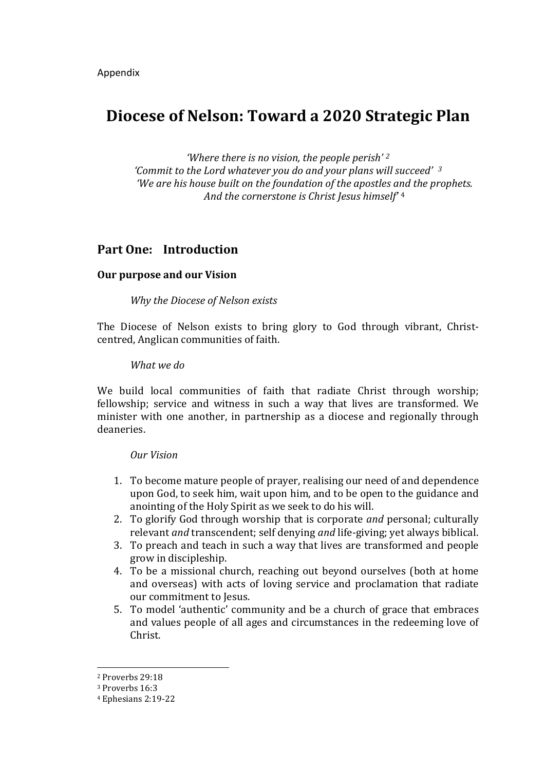Appendix

# Diocese of Nelson: Toward a 2020 Strategic Plan

*'Where there is no vision, the people perish'* [2]
*'Commit to the Lord whatever you do and your plans will succeed'* [3]
*'We are his house built on the foundation of the apostles and the prophets. And the cornerstone is Christ Jesus himself'* [4]

## Part One: Introduction

### Our purpose and our Vision

*Why the Diocese of Nelson exists*

The Diocese of Nelson exists to bring glory to God through vibrant, Christ-centred, Anglican communities of faith.

*What we do*

We build local communities of faith that radiate Christ through worship; fellowship; service and witness in such a way that lives are transformed. We minister with one another, in partnership as a diocese and regionally through deaneries.

*Our Vision*

1. To become mature people of prayer, realising our need of and dependence upon God, to seek him, wait upon him, and to be open to the guidance and anointing of the Holy Spirit as we seek to do his will.
2. To glorify God through worship that is corporate *and* personal; culturally relevant *and* transcendent; self denying *and* life-giving; yet always biblical.
3. To preach and teach in such a way that lives are transformed and people grow in discipleship.
4. To be a missional church, reaching out beyond ourselves (both at home and overseas) with acts of loving service and proclamation that radiate our commitment to Jesus.
5. To model 'authentic' community and be a church of grace that embraces and values people of all ages and circumstances in the redeeming love of Christ.

---

[2] Proverbs 29:18
[3] Proverbs 16:3
[4] Ephesians 2:19-22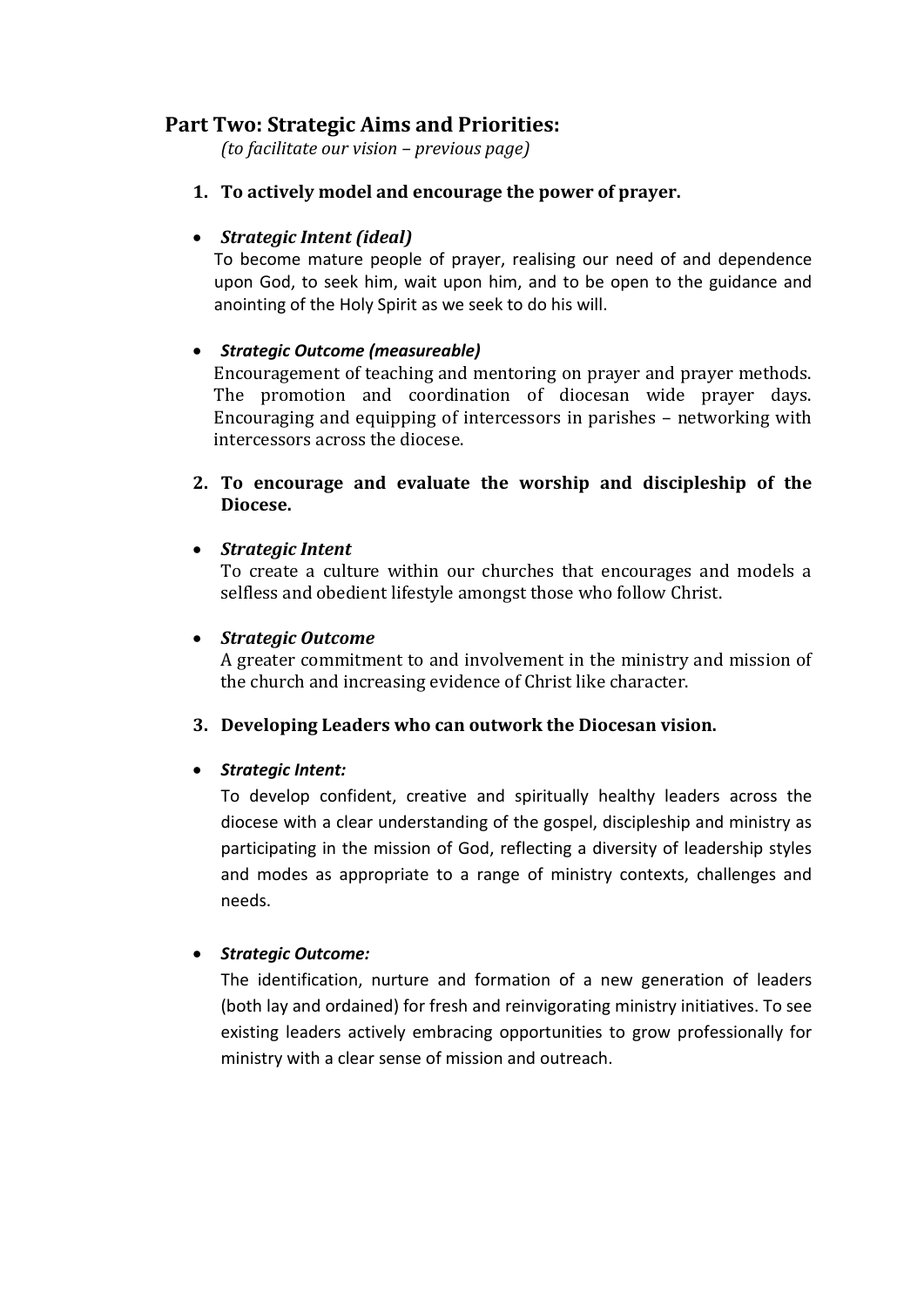## Part Two: Strategic Aims and Priorities:

*(to facilitate our vision – previous page)*

1. **To actively model and encourage the power of prayer.**

- ***Strategic Intent (ideal)***

  To become mature people of prayer, realising our need of and dependence upon God, to seek him, wait upon him, and to be open to the guidance and anointing of the Holy Spirit as we seek to do his will.

- ***Strategic Outcome (measureable)***

  Encouragement of teaching and mentoring on prayer and prayer methods. The promotion and coordination of diocesan wide prayer days. Encouraging and equipping of intercessors in parishes – networking with intercessors across the diocese.

2. **To encourage and evaluate the worship and discipleship of the Diocese.**

- ***Strategic Intent***

  To create a culture within our churches that encourages and models a selfless and obedient lifestyle amongst those who follow Christ.

- ***Strategic Outcome***

  A greater commitment to and involvement in the ministry and mission of the church and increasing evidence of Christ like character.

3. **Developing Leaders who can outwork the Diocesan vision.**

- ***Strategic Intent:***

  To develop confident, creative and spiritually healthy leaders across the diocese with a clear understanding of the gospel, discipleship and ministry as participating in the mission of God, reflecting a diversity of leadership styles and modes as appropriate to a range of ministry contexts, challenges and needs.

- ***Strategic Outcome:***

  The identification, nurture and formation of a new generation of leaders (both lay and ordained) for fresh and reinvigorating ministry initiatives. To see existing leaders actively embracing opportunities to grow professionally for ministry with a clear sense of mission and outreach.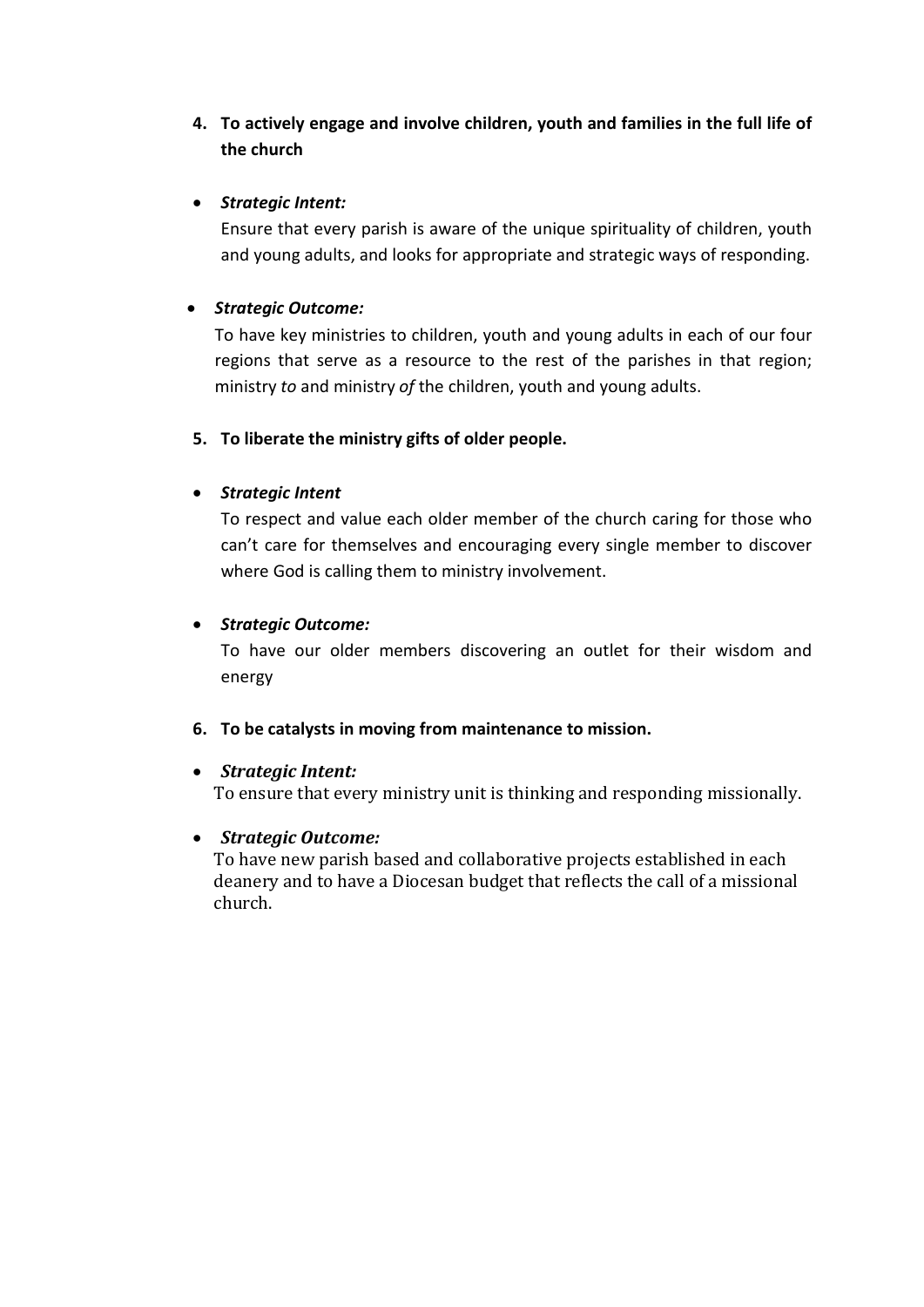4. **To actively engage and involve children, youth and families in the full life of the church**

- ***Strategic Intent:***

  Ensure that every parish is aware of the unique spirituality of children, youth and young adults, and looks for appropriate and strategic ways of responding.

- ***Strategic Outcome:***

  To have key ministries to children, youth and young adults in each of our four regions that serve as a resource to the rest of the parishes in that region; ministry *to* and ministry *of* the children, youth and young adults.

5. **To liberate the ministry gifts of older people.**

- ***Strategic Intent***

  To respect and value each older member of the church caring for those who can't care for themselves and encouraging every single member to discover where God is calling them to ministry involvement.

- ***Strategic Outcome:***

  To have our older members discovering an outlet for their wisdom and energy

6. **To be catalysts in moving from maintenance to mission.**

- ***Strategic Intent:***

  To ensure that every ministry unit is thinking and responding missionally.

- ***Strategic Outcome:***

  To have new parish based and collaborative projects established in each deanery and to have a Diocesan budget that reflects the call of a missional church.